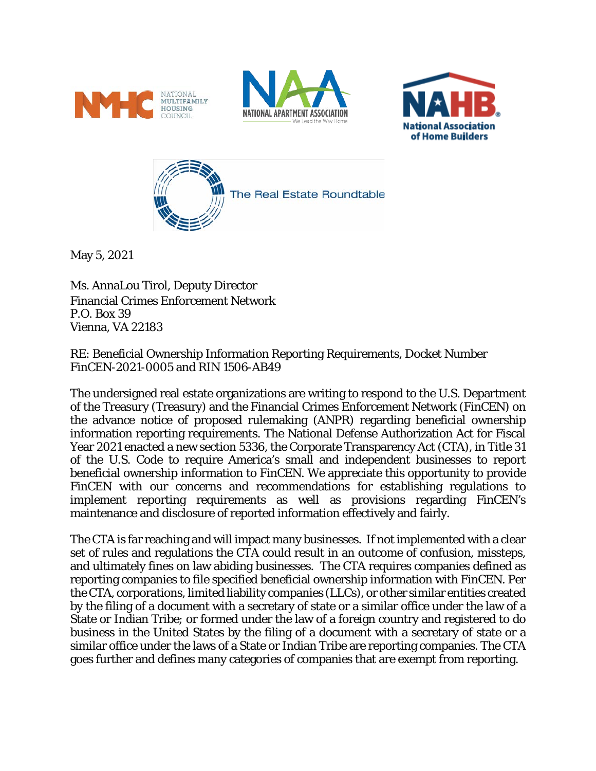May 5, 2021

Ms. AnnaLou Tirol, Deputy Director
Financial Crimes Enforcement Network
P.O. Box 39
Vienna, VA 22183

RE: Beneficial Ownership Information Reporting Requirements, Docket Number FinCEN-2021-0005 and RIN 1506-AB49

The undersigned real estate organizations are writing to respond to the U.S. Department of the Treasury (Treasury) and the Financial Crimes Enforcement Network (FinCEN) on the advance notice of proposed rulemaking (ANPR) regarding beneficial ownership information reporting requirements. The National Defense Authorization Act for Fiscal Year 2021 enacted a new section 5336, the Corporate Transparency Act (CTA), in Title 31 of the U.S. Code to require America's small and independent businesses to report beneficial ownership information to FinCEN. We appreciate this opportunity to provide FinCEN with our concerns and recommendations for establishing regulations to implement reporting requirements as well as provisions regarding FinCEN's maintenance and disclosure of reported information effectively and fairly.

The CTA is far reaching and will impact many businesses. If not implemented with a clear set of rules and regulations the CTA could result in an outcome of confusion, missteps, and ultimately fines on law abiding businesses. The CTA requires companies defined as reporting companies to file specified beneficial ownership information with FinCEN. Per the CTA, corporations, limited liability companies (LLCs), or other similar entities created by the filing of a document with a secretary of state or a similar office under the law of a State or Indian Tribe; or formed under the law of a foreign country and registered to do business in the United States by the filing of a document with a secretary of state or a similar office under the laws of a State or Indian Tribe are reporting companies. The CTA goes further and defines many categories of companies that are exempt from reporting.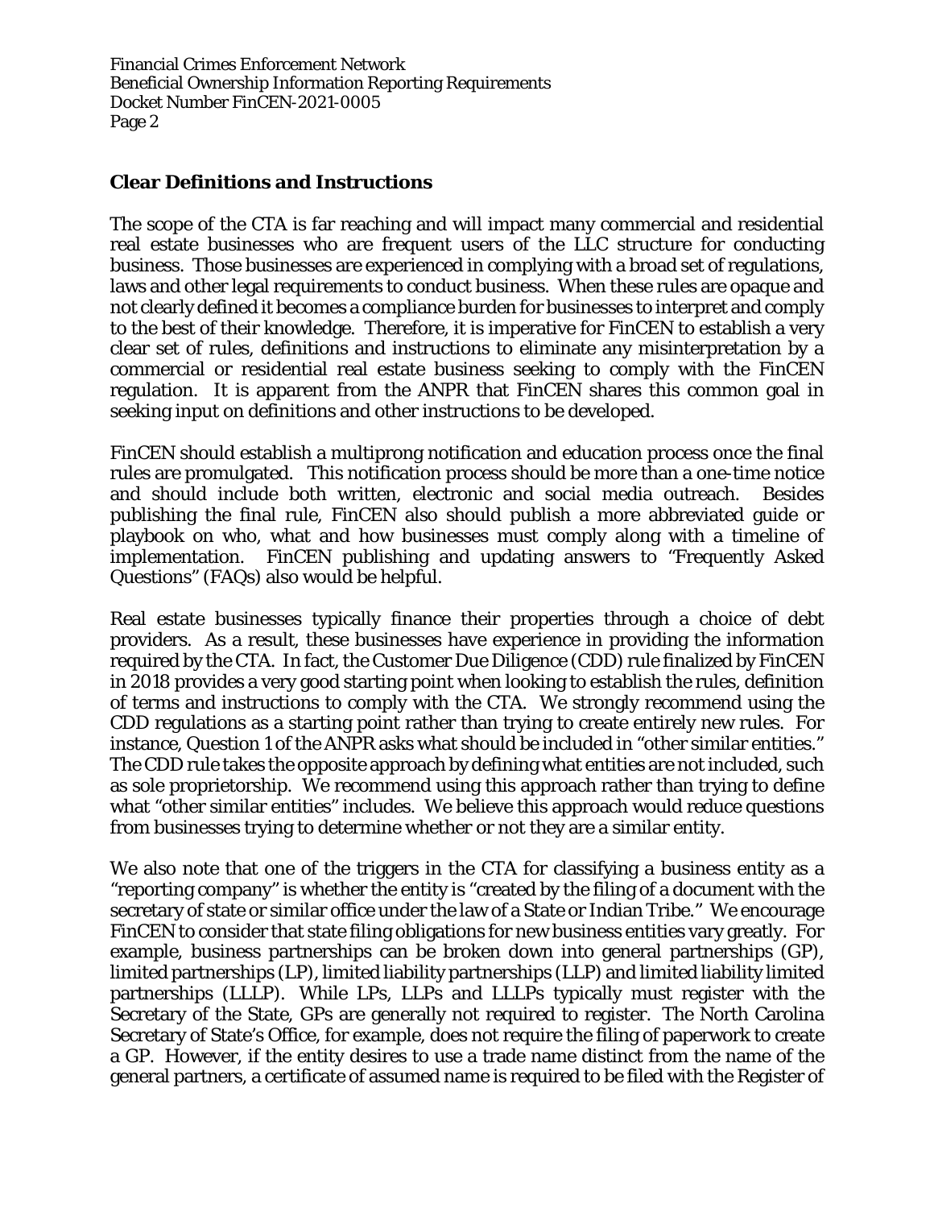## Clear Definitions and Instructions

The scope of the CTA is far reaching and will impact many commercial and residential real estate businesses who are frequent users of the LLC structure for conducting business. Those businesses are experienced in complying with a broad set of regulations, laws and other legal requirements to conduct business. When these rules are opaque and not clearly defined it becomes a compliance burden for businesses to interpret and comply to the best of their knowledge. Therefore, it is imperative for FinCEN to establish a very clear set of rules, definitions and instructions to eliminate any misinterpretation by a commercial or residential real estate business seeking to comply with the FinCEN regulation. It is apparent from the ANPR that FinCEN shares this common goal in seeking input on definitions and other instructions to be developed.

FinCEN should establish a multiprong notification and education process once the final rules are promulgated. This notification process should be more than a one-time notice and should include both written, electronic and social media outreach. Besides publishing the final rule, FinCEN also should publish a more abbreviated guide or playbook on who, what and how businesses must comply along with a timeline of implementation. FinCEN publishing and updating answers to "Frequently Asked Questions" (FAQs) also would be helpful.

Real estate businesses typically finance their properties through a choice of debt providers. As a result, these businesses have experience in providing the information required by the CTA. In fact, the Customer Due Diligence (CDD) rule finalized by FinCEN in 2018 provides a very good starting point when looking to establish the rules, definition of terms and instructions to comply with the CTA. We strongly recommend using the CDD regulations as a starting point rather than trying to create entirely new rules. For instance, Question 1 of the ANPR asks what should be included in "other similar entities." The CDD rule takes the opposite approach by defining what entities are not included, such as sole proprietorship. We recommend using this approach rather than trying to define what "other similar entities" includes. We believe this approach would reduce questions from businesses trying to determine whether or not they are a similar entity.

We also note that one of the triggers in the CTA for classifying a business entity as a "reporting company" is whether the entity is "created by the filing of a document with the secretary of state or similar office under the law of a State or Indian Tribe." We encourage FinCEN to consider that state filing obligations for new business entities vary greatly. For example, business partnerships can be broken down into general partnerships (GP), limited partnerships (LP), limited liability partnerships (LLP) and limited liability limited partnerships (LLLP). While LPs, LLPs and LLLPs typically must register with the Secretary of the State, GPs are generally not required to register. The North Carolina Secretary of State's Office, for example, does not require the filing of paperwork to create a GP. However, if the entity desires to use a trade name distinct from the name of the general partners, a certificate of assumed name is required to be filed with the Register of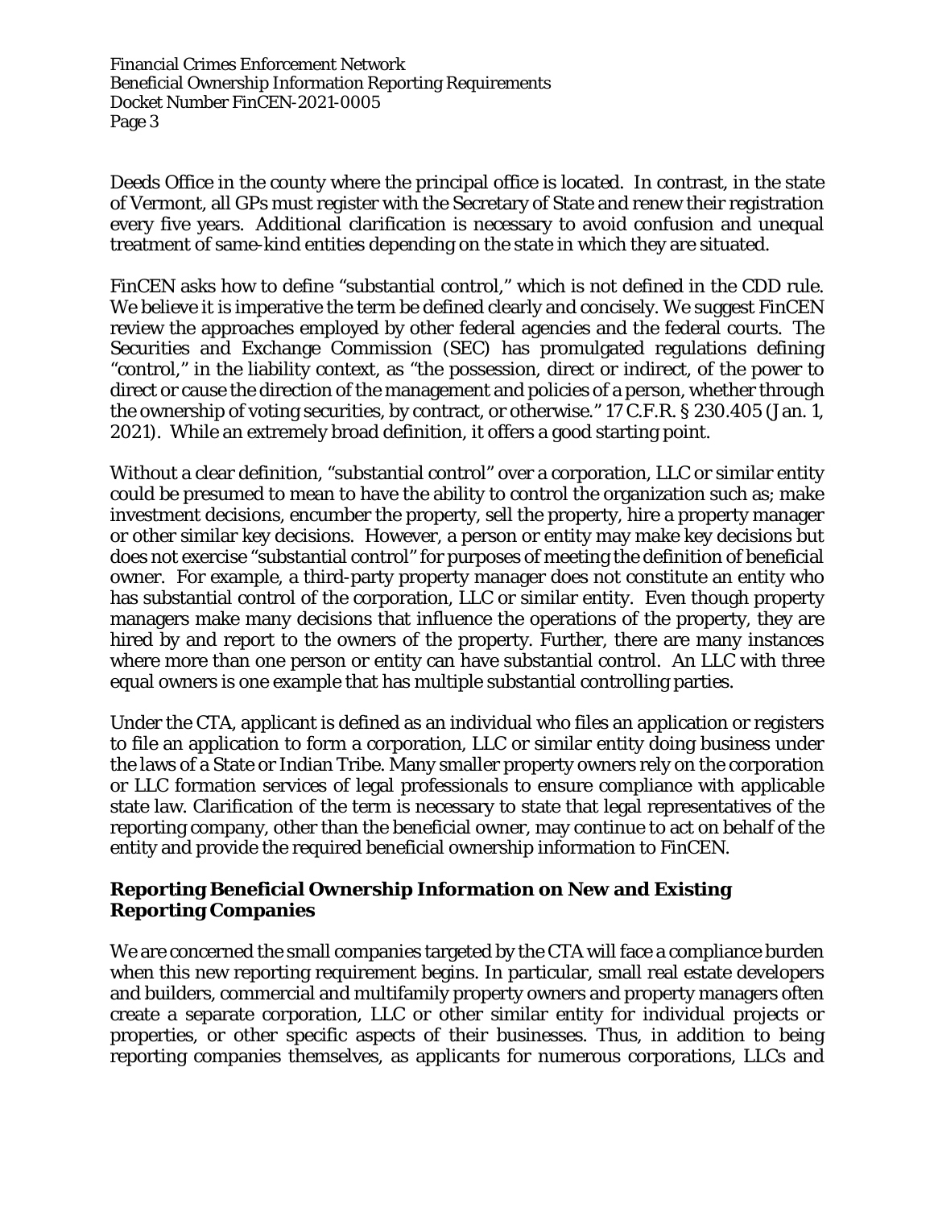Deeds Office in the county where the principal office is located. In contrast, in the state of Vermont, all GPs must register with the Secretary of State and renew their registration every five years. Additional clarification is necessary to avoid confusion and unequal treatment of same-kind entities depending on the state in which they are situated.

FinCEN asks how to define "substantial control," which is not defined in the CDD rule. We believe it is imperative the term be defined clearly and concisely. We suggest FinCEN review the approaches employed by other federal agencies and the federal courts. The Securities and Exchange Commission (SEC) has promulgated regulations defining "control," in the liability context, as "the possession, direct or indirect, of the power to direct or cause the direction of the management and policies of a person, whether through the ownership of voting securities, by contract, or otherwise." 17 C.F.R. § 230.405 (Jan. 1, 2021). While an extremely broad definition, it offers a good starting point.

Without a clear definition, "substantial control" over a corporation, LLC or similar entity could be presumed to mean to have the ability to control the organization such as; make investment decisions, encumber the property, sell the property, hire a property manager or other similar key decisions. However, a person or entity may make key decisions but does not exercise "substantial control" for purposes of meeting the definition of beneficial owner. For example, a third-party property manager does not constitute an entity who has substantial control of the corporation, LLC or similar entity. Even though property managers make many decisions that influence the operations of the property, they are hired by and report to the owners of the property. Further, there are many instances where more than one person or entity can have substantial control. An LLC with three equal owners is one example that has multiple substantial controlling parties.

Under the CTA, applicant is defined as an individual who files an application or registers to file an application to form a corporation, LLC or similar entity doing business under the laws of a State or Indian Tribe. Many smaller property owners rely on the corporation or LLC formation services of legal professionals to ensure compliance with applicable state law. Clarification of the term is necessary to state that legal representatives of the reporting company, other than the beneficial owner, may continue to act on behalf of the entity and provide the required beneficial ownership information to FinCEN.

### Reporting Beneficial Ownership Information on New and Existing Reporting Companies

We are concerned the small companies targeted by the CTA will face a compliance burden when this new reporting requirement begins. In particular, small real estate developers and builders, commercial and multifamily property owners and property managers often create a separate corporation, LLC or other similar entity for individual projects or properties, or other specific aspects of their businesses. Thus, in addition to being reporting companies themselves, as applicants for numerous corporations, LLCs and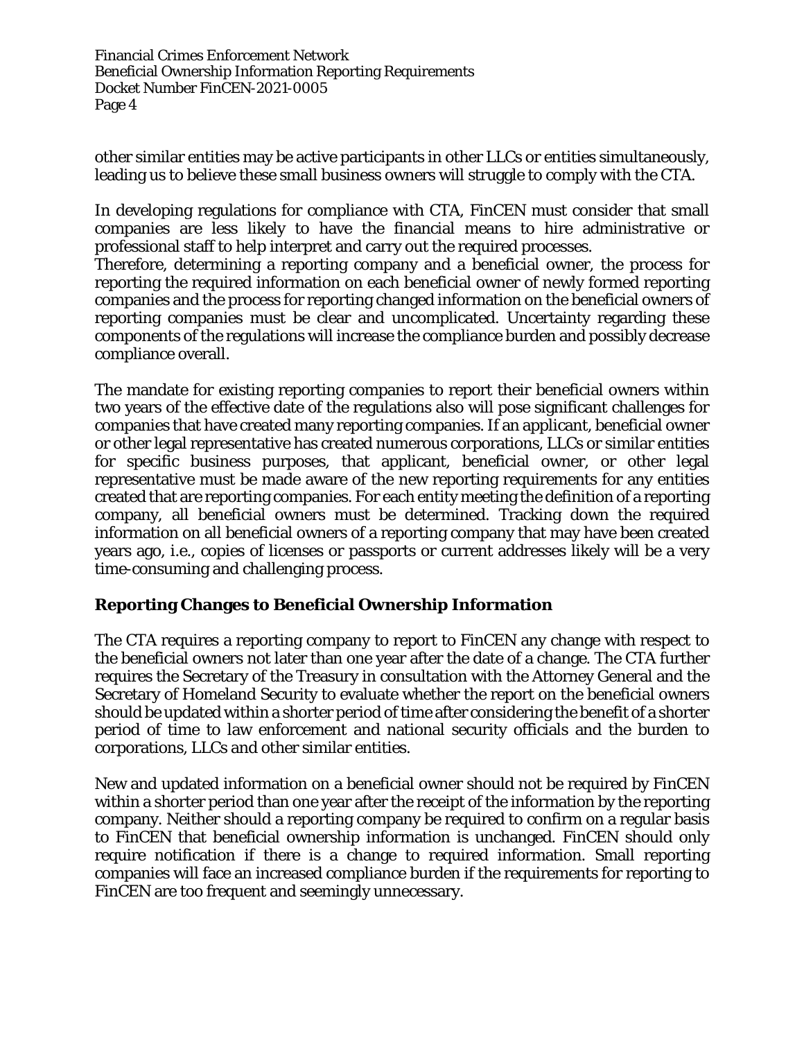other similar entities may be active participants in other LLCs or entities simultaneously, leading us to believe these small business owners will struggle to comply with the CTA.

In developing regulations for compliance with CTA, FinCEN must consider that small companies are less likely to have the financial means to hire administrative or professional staff to help interpret and carry out the required processes.
Therefore, determining a reporting company and a beneficial owner, the process for reporting the required information on each beneficial owner of newly formed reporting companies and the process for reporting changed information on the beneficial owners of reporting companies must be clear and uncomplicated. Uncertainty regarding these components of the regulations will increase the compliance burden and possibly decrease compliance overall.

The mandate for existing reporting companies to report their beneficial owners within two years of the effective date of the regulations also will pose significant challenges for companies that have created many reporting companies. If an applicant, beneficial owner or other legal representative has created numerous corporations, LLCs or similar entities for specific business purposes, that applicant, beneficial owner, or other legal representative must be made aware of the new reporting requirements for any entities created that are reporting companies. For each entity meeting the definition of a reporting company, all beneficial owners must be determined. Tracking down the required information on all beneficial owners of a reporting company that may have been created years ago, i.e., copies of licenses or passports or current addresses likely will be a very time-consuming and challenging process.

## Reporting Changes to Beneficial Ownership Information

The CTA requires a reporting company to report to FinCEN any change with respect to the beneficial owners not later than one year after the date of a change. The CTA further requires the Secretary of the Treasury in consultation with the Attorney General and the Secretary of Homeland Security to evaluate whether the report on the beneficial owners should be updated within a shorter period of time after considering the benefit of a shorter period of time to law enforcement and national security officials and the burden to corporations, LLCs and other similar entities.

New and updated information on a beneficial owner should not be required by FinCEN within a shorter period than one year after the receipt of the information by the reporting company. Neither should a reporting company be required to confirm on a regular basis to FinCEN that beneficial ownership information is unchanged. FinCEN should only require notification if there is a change to required information. Small reporting companies will face an increased compliance burden if the requirements for reporting to FinCEN are too frequent and seemingly unnecessary.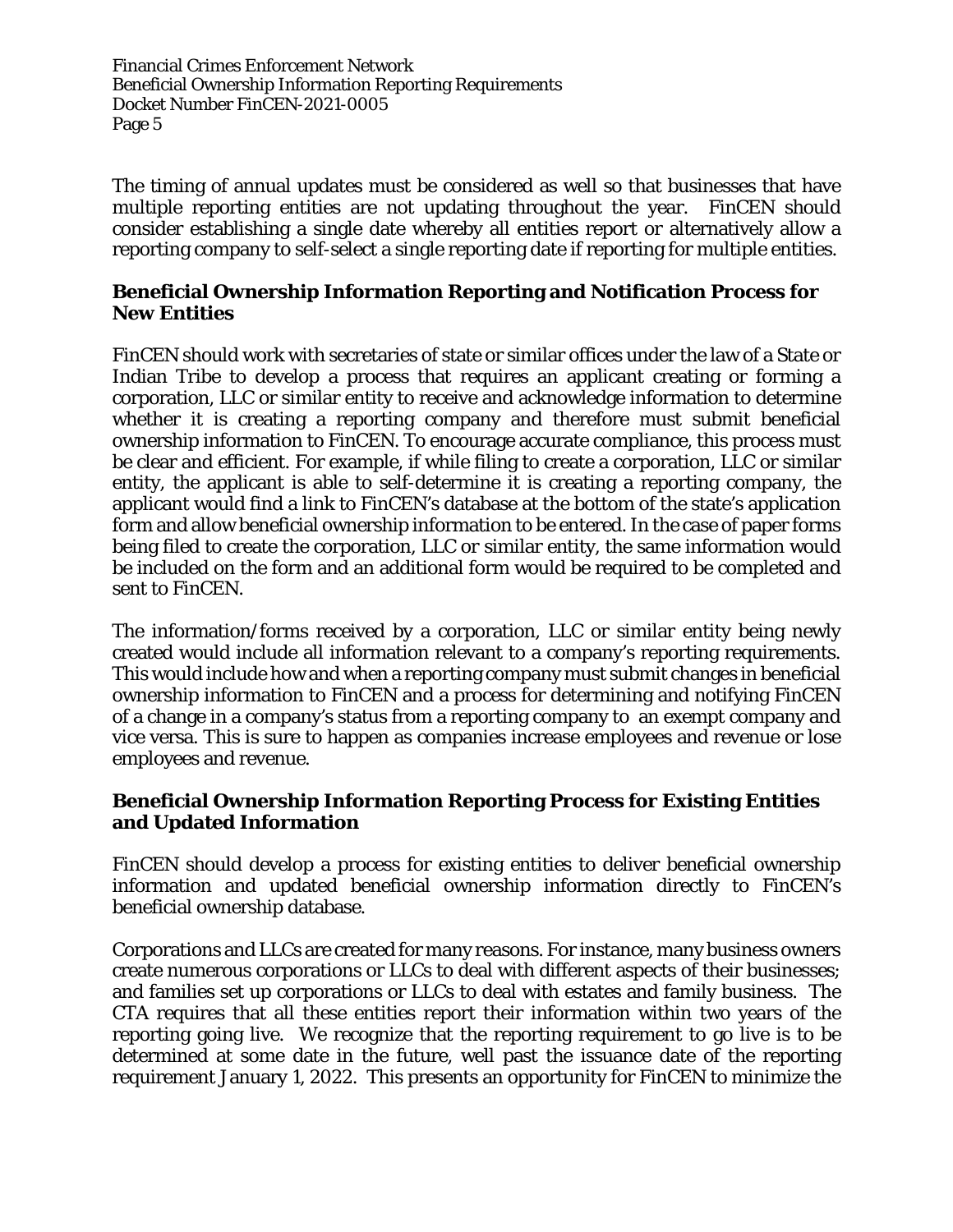The timing of annual updates must be considered as well so that businesses that have multiple reporting entities are not updating throughout the year. FinCEN should consider establishing a single date whereby all entities report or alternatively allow a reporting company to self-select a single reporting date if reporting for multiple entities.

**Beneficial Ownership Information Reporting and Notification Process for New Entities**

FinCEN should work with secretaries of state or similar offices under the law of a State or Indian Tribe to develop a process that requires an applicant creating or forming a corporation, LLC or similar entity to receive and acknowledge information to determine whether it is creating a reporting company and therefore must submit beneficial ownership information to FinCEN. To encourage accurate compliance, this process must be clear and efficient. For example, if while filing to create a corporation, LLC or similar entity, the applicant is able to self-determine it is creating a reporting company, the applicant would find a link to FinCEN's database at the bottom of the state's application form and allow beneficial ownership information to be entered. In the case of paper forms being filed to create the corporation, LLC or similar entity, the same information would be included on the form and an additional form would be required to be completed and sent to FinCEN.

The information/forms received by a corporation, LLC or similar entity being newly created would include all information relevant to a company's reporting requirements. This would include how and when a reporting company must submit changes in beneficial ownership information to FinCEN and a process for determining and notifying FinCEN of a change in a company's status from a reporting company to an exempt company and vice versa. This is sure to happen as companies increase employees and revenue or lose employees and revenue.

**Beneficial Ownership Information Reporting Process for Existing Entities and Updated Information**

FinCEN should develop a process for existing entities to deliver beneficial ownership information and updated beneficial ownership information directly to FinCEN's beneficial ownership database.

Corporations and LLCs are created for many reasons. For instance, many business owners create numerous corporations or LLCs to deal with different aspects of their businesses; and families set up corporations or LLCs to deal with estates and family business. The CTA requires that all these entities report their information within two years of the reporting going live. We recognize that the reporting requirement to go live is to be determined at some date in the future, well past the issuance date of the reporting requirement January 1, 2022. This presents an opportunity for FinCEN to minimize the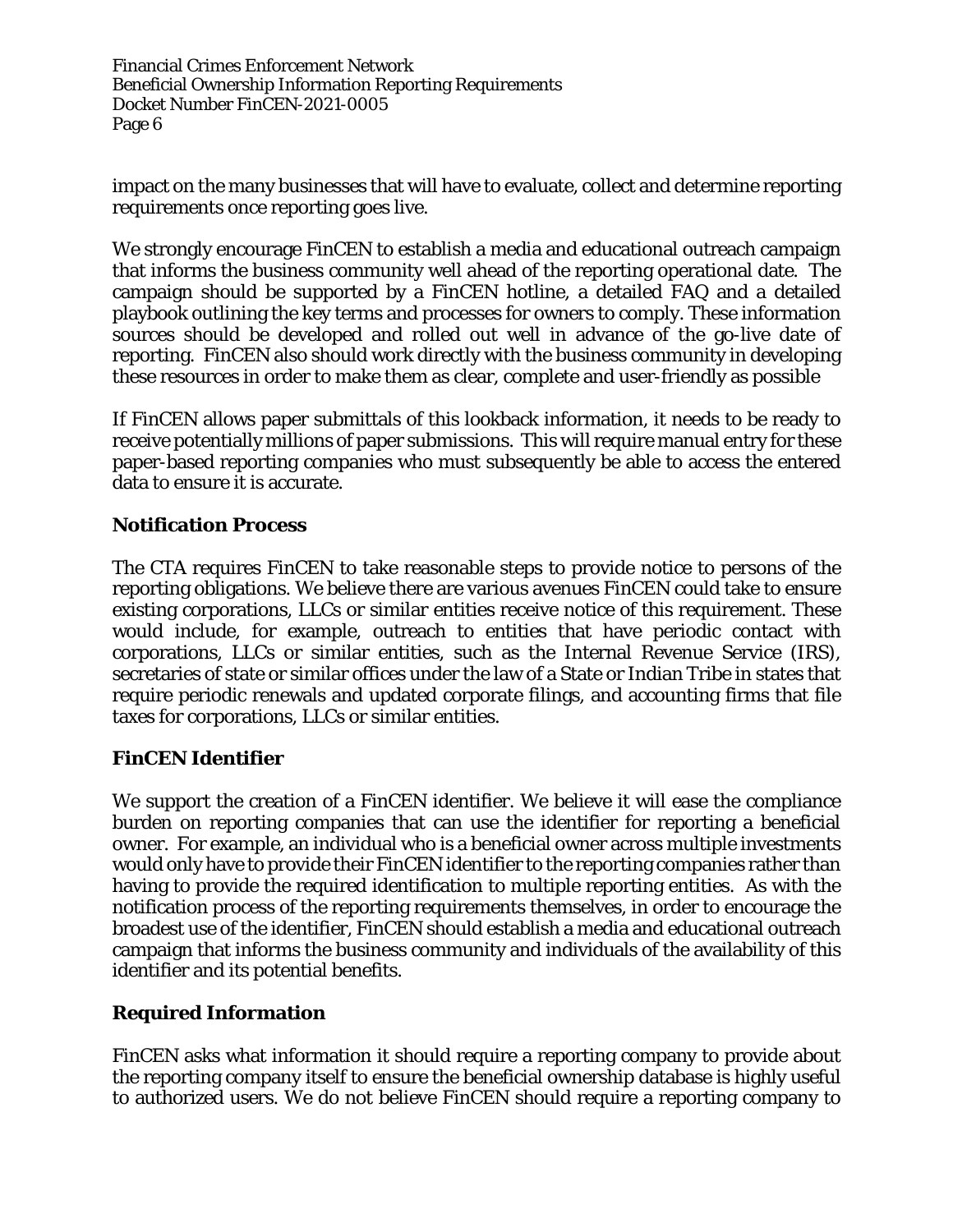impact on the many businesses that will have to evaluate, collect and determine reporting requirements once reporting goes live.

We strongly encourage FinCEN to establish a media and educational outreach campaign that informs the business community well ahead of the reporting operational date. The campaign should be supported by a FinCEN hotline, a detailed FAQ and a detailed playbook outlining the key terms and processes for owners to comply. These information sources should be developed and rolled out well in advance of the go-live date of reporting. FinCEN also should work directly with the business community in developing these resources in order to make them as clear, complete and user-friendly as possible

If FinCEN allows paper submittals of this lookback information, it needs to be ready to receive potentially millions of paper submissions. This will require manual entry for these paper-based reporting companies who must subsequently be able to access the entered data to ensure it is accurate.

## Notification Process

The CTA requires FinCEN to take reasonable steps to provide notice to persons of the reporting obligations. We believe there are various avenues FinCEN could take to ensure existing corporations, LLCs or similar entities receive notice of this requirement. These would include, for example, outreach to entities that have periodic contact with corporations, LLCs or similar entities, such as the Internal Revenue Service (IRS), secretaries of state or similar offices under the law of a State or Indian Tribe in states that require periodic renewals and updated corporate filings, and accounting firms that file taxes for corporations, LLCs or similar entities.

## FinCEN Identifier

We support the creation of a FinCEN identifier. We believe it will ease the compliance burden on reporting companies that can use the identifier for reporting a beneficial owner. For example, an individual who is a beneficial owner across multiple investments would only have to provide their FinCEN identifier to the reporting companies rather than having to provide the required identification to multiple reporting entities. As with the notification process of the reporting requirements themselves, in order to encourage the broadest use of the identifier, FinCEN should establish a media and educational outreach campaign that informs the business community and individuals of the availability of this identifier and its potential benefits.

## Required Information

FinCEN asks what information it should require a reporting company to provide about the reporting company itself to ensure the beneficial ownership database is highly useful to authorized users. We do not believe FinCEN should require a reporting company to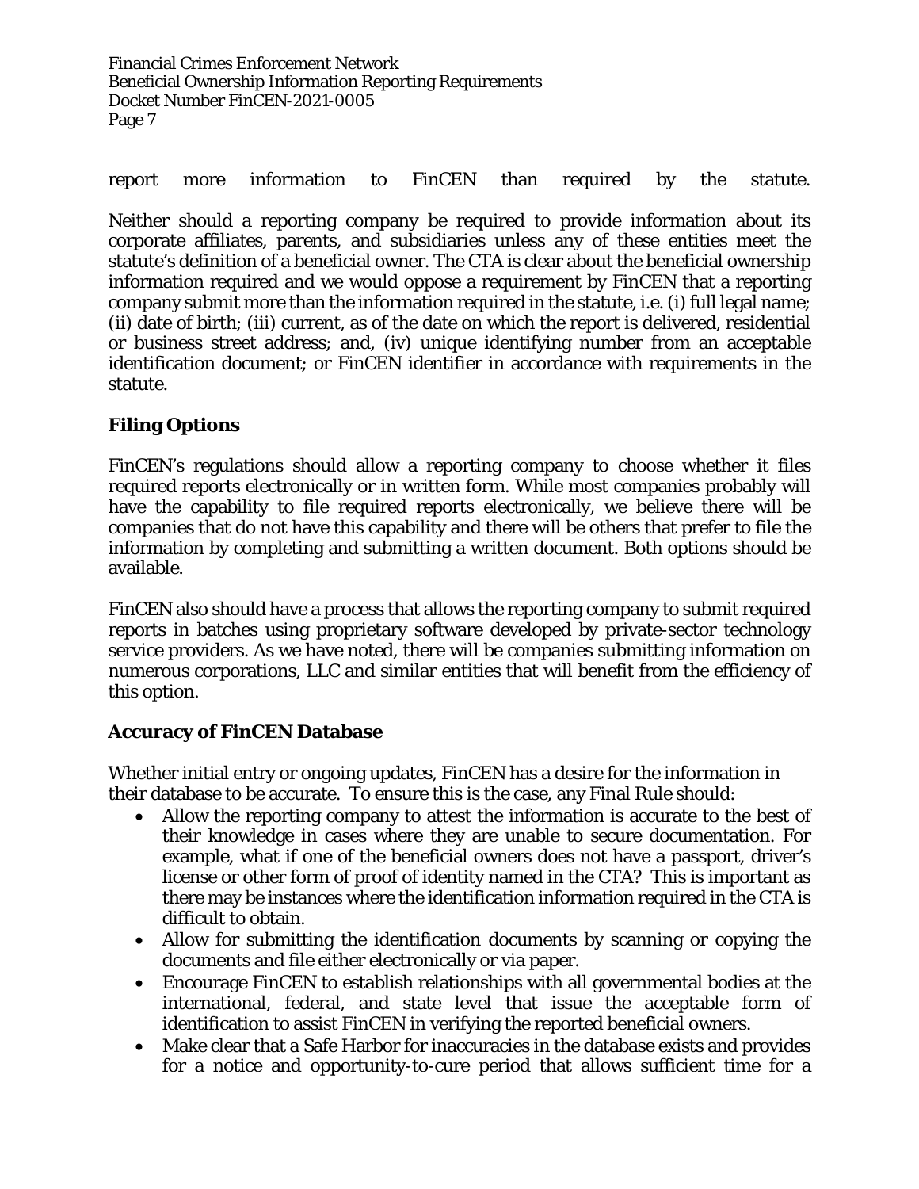report more information to FinCEN than required by the statute.

Neither should a reporting company be required to provide information about its corporate affiliates, parents, and subsidiaries unless any of these entities meet the statute's definition of a beneficial owner. The CTA is clear about the beneficial ownership information required and we would oppose a requirement by FinCEN that a reporting company submit more than the information required in the statute, i.e. (i) full legal name; (ii) date of birth; (iii) current, as of the date on which the report is delivered, residential or business street address; and, (iv) unique identifying number from an acceptable identification document; or FinCEN identifier in accordance with requirements in the statute.

**Filing Options**

FinCEN's regulations should allow a reporting company to choose whether it files required reports electronically or in written form. While most companies probably will have the capability to file required reports electronically, we believe there will be companies that do not have this capability and there will be others that prefer to file the information by completing and submitting a written document. Both options should be available.

FinCEN also should have a process that allows the reporting company to submit required reports in batches using proprietary software developed by private-sector technology service providers. As we have noted, there will be companies submitting information on numerous corporations, LLC and similar entities that will benefit from the efficiency of this option.

**Accuracy of FinCEN Database**

Whether initial entry or ongoing updates, FinCEN has a desire for the information in their database to be accurate. To ensure this is the case, any Final Rule should:

- Allow the reporting company to attest the information is accurate to the best of their knowledge in cases where they are unable to secure documentation. For example, what if one of the beneficial owners does not have a passport, driver's license or other form of proof of identity named in the CTA? This is important as there may be instances where the identification information required in the CTA is difficult to obtain.
- Allow for submitting the identification documents by scanning or copying the documents and file either electronically or via paper.
- Encourage FinCEN to establish relationships with all governmental bodies at the international, federal, and state level that issue the acceptable form of identification to assist FinCEN in verifying the reported beneficial owners.
- Make clear that a Safe Harbor for inaccuracies in the database exists and provides for a notice and opportunity-to-cure period that allows sufficient time for a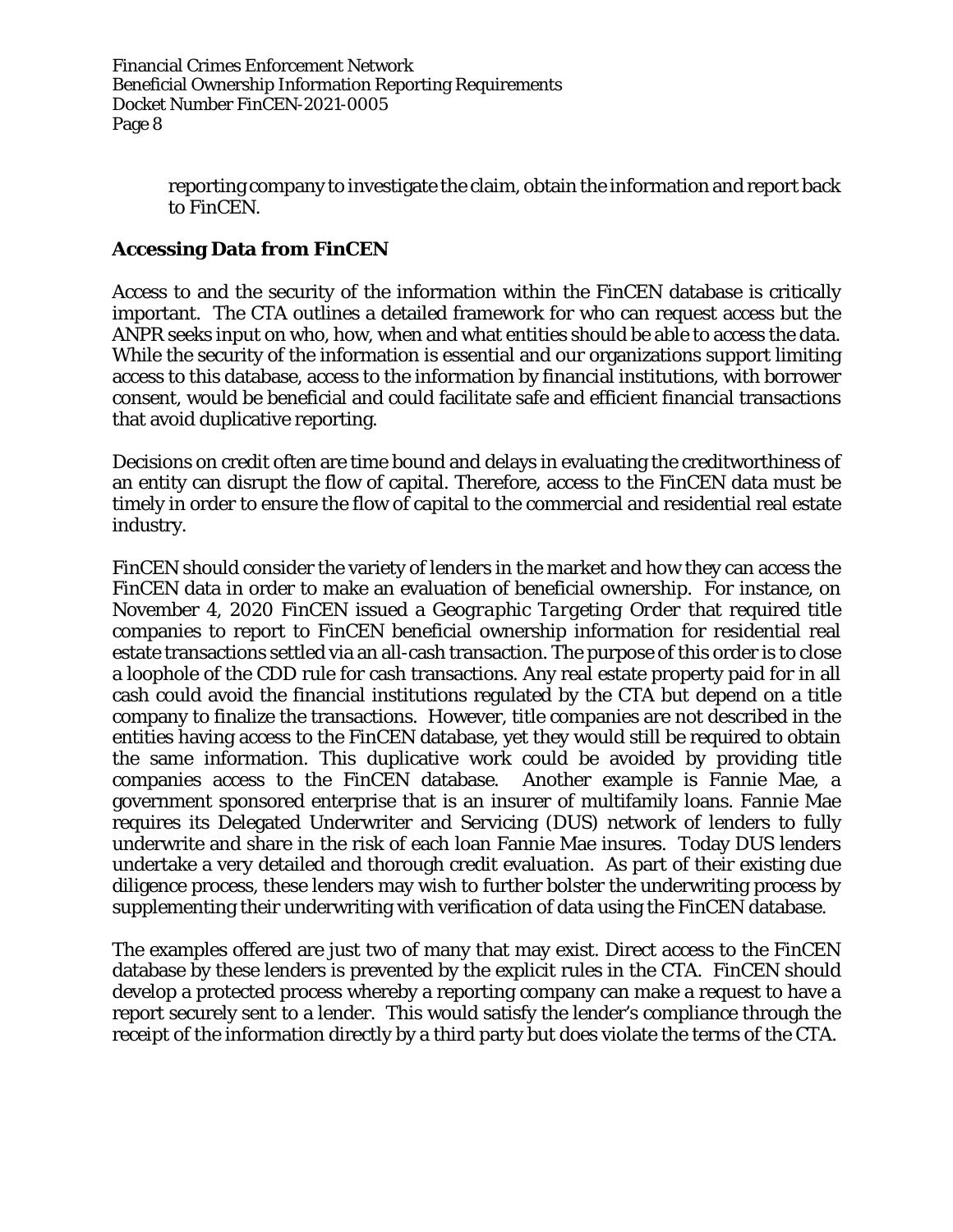reporting company to investigate the claim, obtain the information and report back to FinCEN.

## Accessing Data from FinCEN

Access to and the security of the information within the FinCEN database is critically important. The CTA outlines a detailed framework for who can request access but the ANPR seeks input on who, how, when and what entities should be able to access the data. While the security of the information is essential and our organizations support limiting access to this database, access to the information by financial institutions, with borrower consent, would be beneficial and could facilitate safe and efficient financial transactions that avoid duplicative reporting.

Decisions on credit often are time bound and delays in evaluating the creditworthiness of an entity can disrupt the flow of capital. Therefore, access to the FinCEN data must be timely in order to ensure the flow of capital to the commercial and residential real estate industry.

FinCEN should consider the variety of lenders in the market and how they can access the FinCEN data in order to make an evaluation of beneficial ownership. For instance, on November 4, 2020 FinCEN issued a *Geographic Targeting Order* that required title companies to report to FinCEN beneficial ownership information for residential real estate transactions settled via an all-cash transaction. The purpose of this order is to close a loophole of the CDD rule for cash transactions. Any real estate property paid for in all cash could avoid the financial institutions regulated by the CTA but depend on a title company to finalize the transactions. However, title companies are not described in the entities having access to the FinCEN database, yet they would still be required to obtain the same information. This duplicative work could be avoided by providing title companies access to the FinCEN database. Another example is Fannie Mae, a government sponsored enterprise that is an insurer of multifamily loans. Fannie Mae requires its Delegated Underwriter and Servicing (DUS) network of lenders to fully underwrite and share in the risk of each loan Fannie Mae insures. Today DUS lenders undertake a very detailed and thorough credit evaluation. As part of their existing due diligence process, these lenders may wish to further bolster the underwriting process by supplementing their underwriting with verification of data using the FinCEN database.

The examples offered are just two of many that may exist. Direct access to the FinCEN database by these lenders is prevented by the explicit rules in the CTA. FinCEN should develop a protected process whereby a reporting company can make a request to have a report securely sent to a lender. This would satisfy the lender's compliance through the receipt of the information directly by a third party but does violate the terms of the CTA.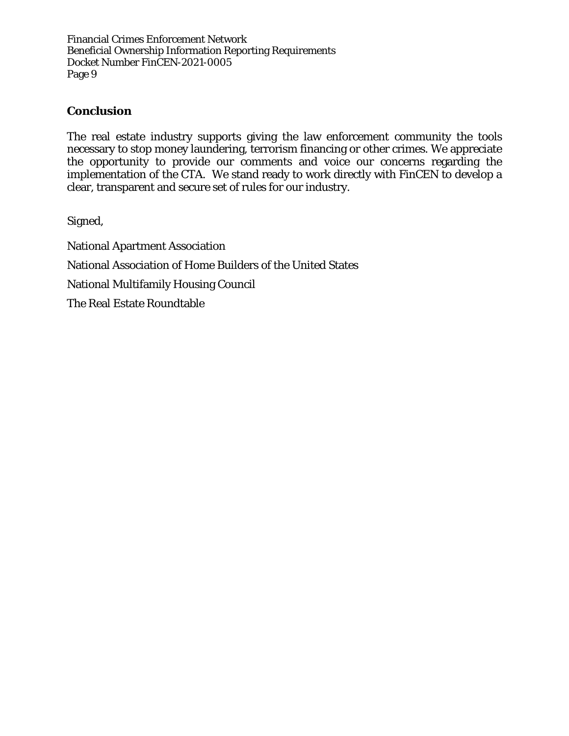## Conclusion

The real estate industry supports giving the law enforcement community the tools necessary to stop money laundering, terrorism financing or other crimes. We appreciate the opportunity to provide our comments and voice our concerns regarding the implementation of the CTA. We stand ready to work directly with FinCEN to develop a clear, transparent and secure set of rules for our industry.

Signed,

National Apartment Association

National Association of Home Builders of the United States

National Multifamily Housing Council

The Real Estate Roundtable